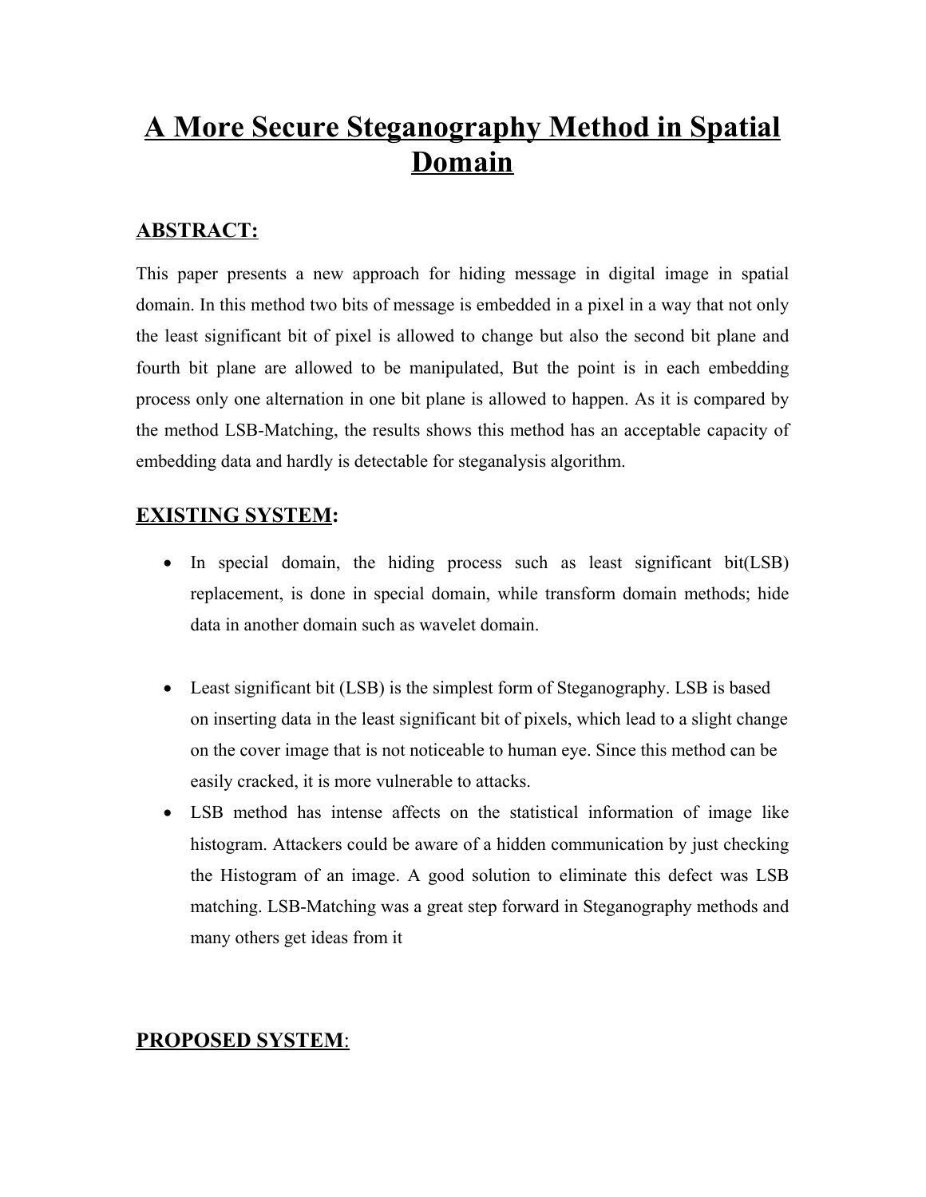# A More Secure Steganography Method in Spatial Domain

## ABSTRACT:

This paper presents a new approach for hiding message in digital image in spatial domain. In this method two bits of message is embedded in a pixel in a way that not only the least significant bit of pixel is allowed to change but also the second bit plane and fourth bit plane are allowed to be manipulated, But the point is in each embedding process only one alternation in one bit plane is allowed to happen. As it is compared by the method LSB-Matching, the results shows this method has an acceptable capacity of embedding data and hardly is detectable for steganalysis algorithm.

## EXISTING SYSTEM:

- In special domain, the hiding process such as least significant bit(LSB) replacement, is done in special domain, while transform domain methods; hide data in another domain such as wavelet domain.
- Least significant bit (LSB) is the simplest form of Steganography. LSB is based on inserting data in the least significant bit of pixels, which lead to a slight change on the cover image that is not noticeable to human eye. Since this method can be easily cracked, it is more vulnerable to attacks.
- LSB method has intense affects on the statistical information of image like histogram. Attackers could be aware of a hidden communication by just checking the Histogram of an image. A good solution to eliminate this defect was LSB matching. LSB-Matching was a great step forward in Steganography methods and many others get ideas from it

## PROPOSED SYSTEM: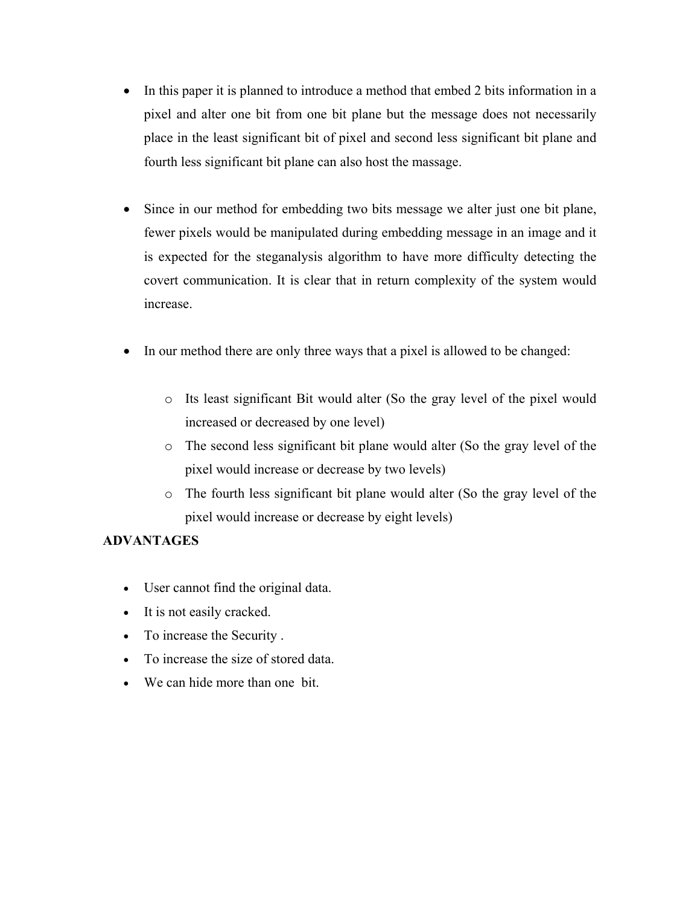- In this paper it is planned to introduce a method that embed 2 bits information in a pixel and alter one bit from one bit plane but the message does not necessarily place in the least significant bit of pixel and second less significant bit plane and fourth less significant bit plane can also host the massage.

- Since in our method for embedding two bits message we alter just one bit plane, fewer pixels would be manipulated during embedding message in an image and it is expected for the steganalysis algorithm to have more difficulty detecting the covert communication. It is clear that in return complexity of the system would increase.

- In our method there are only three ways that a pixel is allowed to be changed:

  - Its least significant Bit would alter (So the gray level of the pixel would increased or decreased by one level)
  - The second less significant bit plane would alter (So the gray level of the pixel would increase or decrease by two levels)
  - The fourth less significant bit plane would alter (So the gray level of the pixel would increase or decrease by eight levels)

**ADVANTAGES**

- User cannot find the original data.
- It is not easily cracked.
- To increase the Security .
- To increase the size of stored data.
- We can hide more than one bit.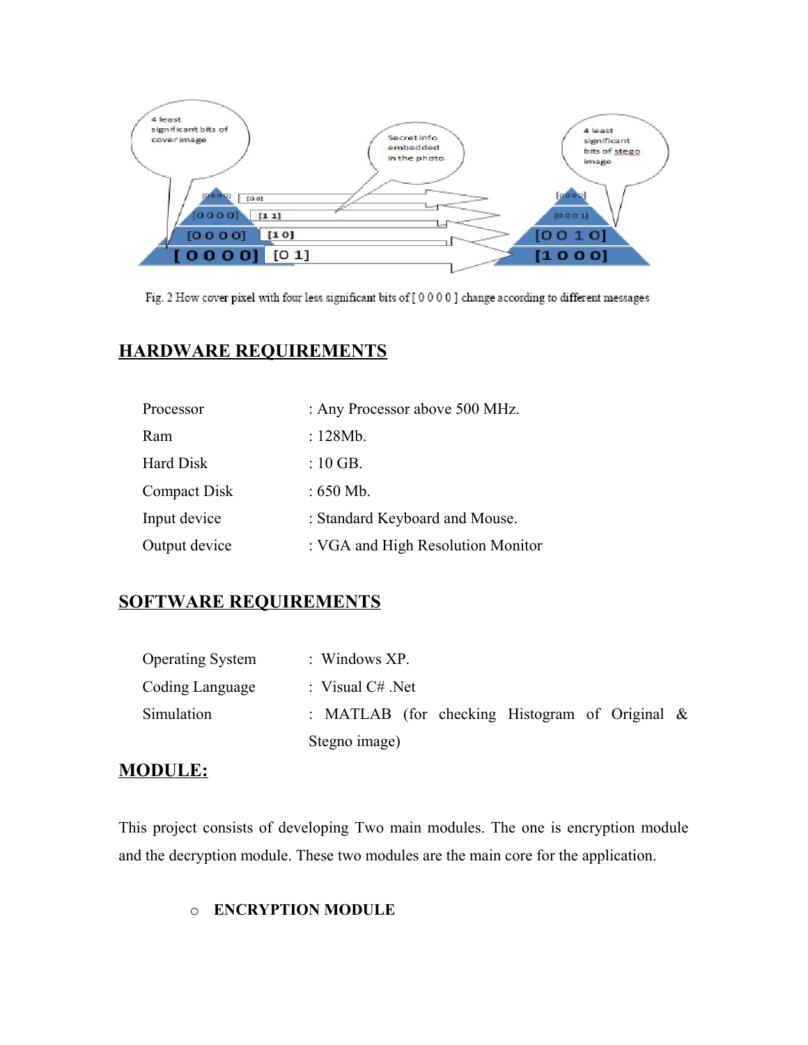Fig. 2 How cover pixel with four less significant bits of [ 0 0 0 0 ] change according to different messages

## HARDWARE REQUIREMENTS

| | |
|---|---|
| Processor | : Any Processor above 500 MHz. |
| Ram | : 128Mb. |
| Hard Disk | : 10 GB. |
| Compact Disk | : 650 Mb. |
| Input device | : Standard Keyboard and Mouse. |
| Output device | : VGA and High Resolution Monitor |

## SOFTWARE REQUIREMENTS

| | |
|---|---|
| Operating System | : Windows XP. |
| Coding Language | : Visual C# .Net |
| Simulation | : MATLAB (for checking Histogram of Original & Stegno image) |

## MODULE:

This project consists of developing Two main modules. The one is encryption module and the decryption module. These two modules are the main core for the application.

- **ENCRYPTION MODULE**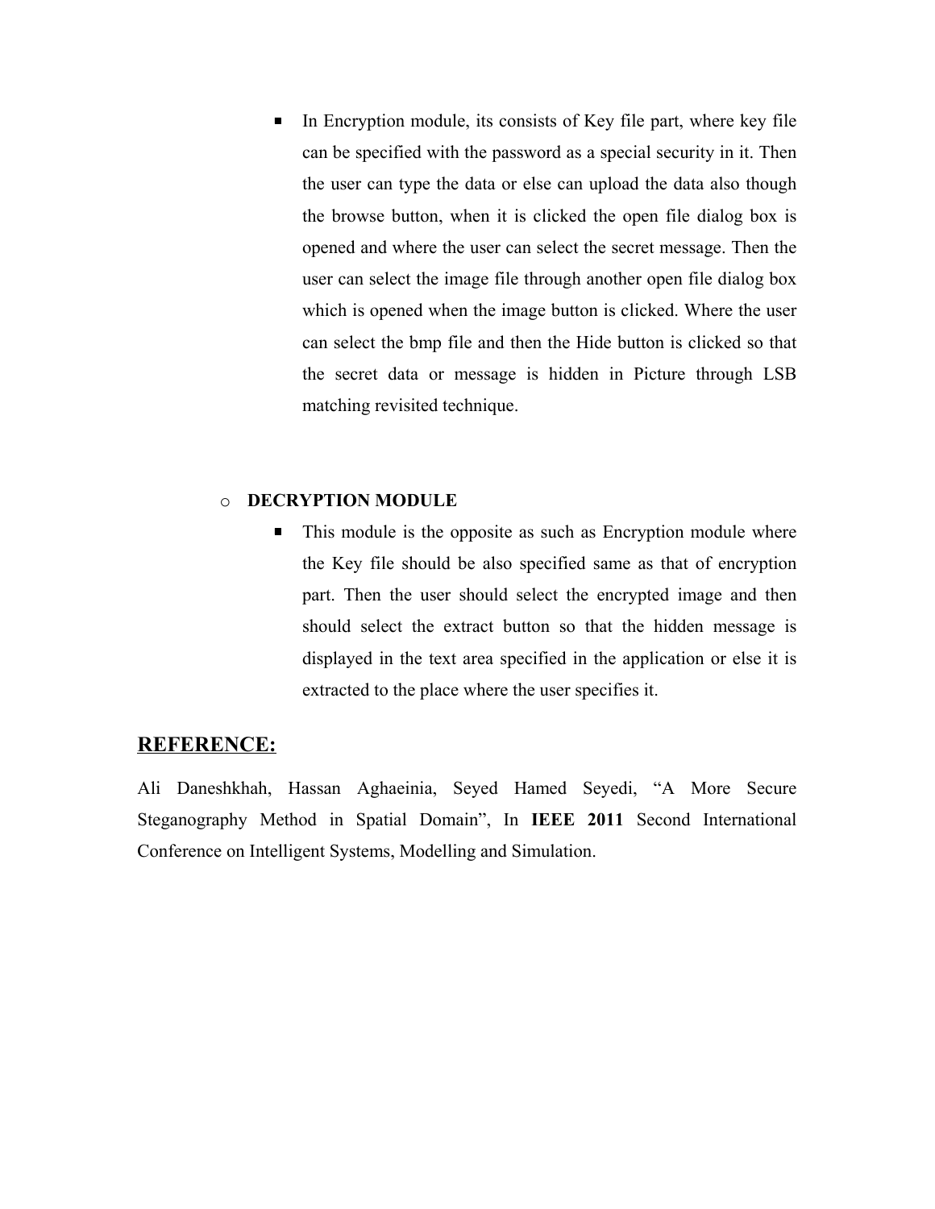- In Encryption module, its consists of Key file part, where key file can be specified with the password as a special security in it. Then the user can type the data or else can upload the data also though the browse button, when it is clicked the open file dialog box is opened and where the user can select the secret message. Then the user can select the image file through another open file dialog box which is opened when the image button is clicked. Where the user can select the bmp file and then the Hide button is clicked so that the secret data or message is hidden in Picture through LSB matching revisited technique.

- **DECRYPTION MODULE**
   - This module is the opposite as such as Encryption module where the Key file should be also specified same as that of encryption part. Then the user should select the encrypted image and then should select the extract button so that the hidden message is displayed in the text area specified in the application or else it is extracted to the place where the user specifies it.

## REFERENCE:

Ali Daneshkhah, Hassan Aghaeinia, Seyed Hamed Seyedi, "A More Secure Steganography Method in Spatial Domain", In **IEEE 2011** Second International Conference on Intelligent Systems, Modelling and Simulation.